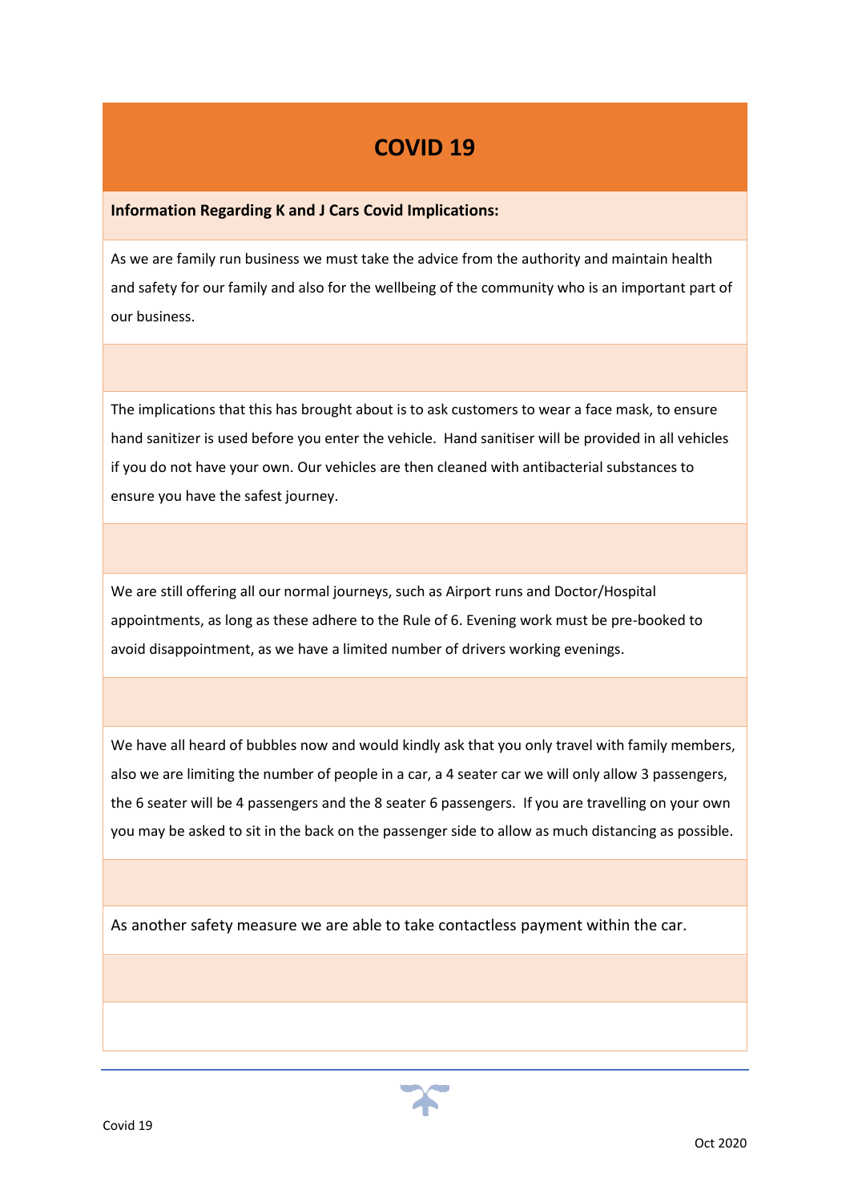# COVID 19

**Information Regarding K and J Cars Covid Implications:**

As we are family run business we must take the advice from the authority and maintain health and safety for our family and also for the wellbeing of the community who is an important part of our business.

The implications that this has brought about is to ask customers to wear a face mask, to ensure hand sanitizer is used before you enter the vehicle. Hand sanitiser will be provided in all vehicles if you do not have your own. Our vehicles are then cleaned with antibacterial substances to ensure you have the safest journey.

We are still offering all our normal journeys, such as Airport runs and Doctor/Hospital appointments, as long as these adhere to the Rule of 6. Evening work must be pre-booked to avoid disappointment, as we have a limited number of drivers working evenings.

We have all heard of bubbles now and would kindly ask that you only travel with family members, also we are limiting the number of people in a car, a 4 seater car we will only allow 3 passengers, the 6 seater will be 4 passengers and the 8 seater 6 passengers. If you are travelling on your own you may be asked to sit in the back on the passenger side to allow as much distancing as possible.

As another safety measure we are able to take contactless payment within the car.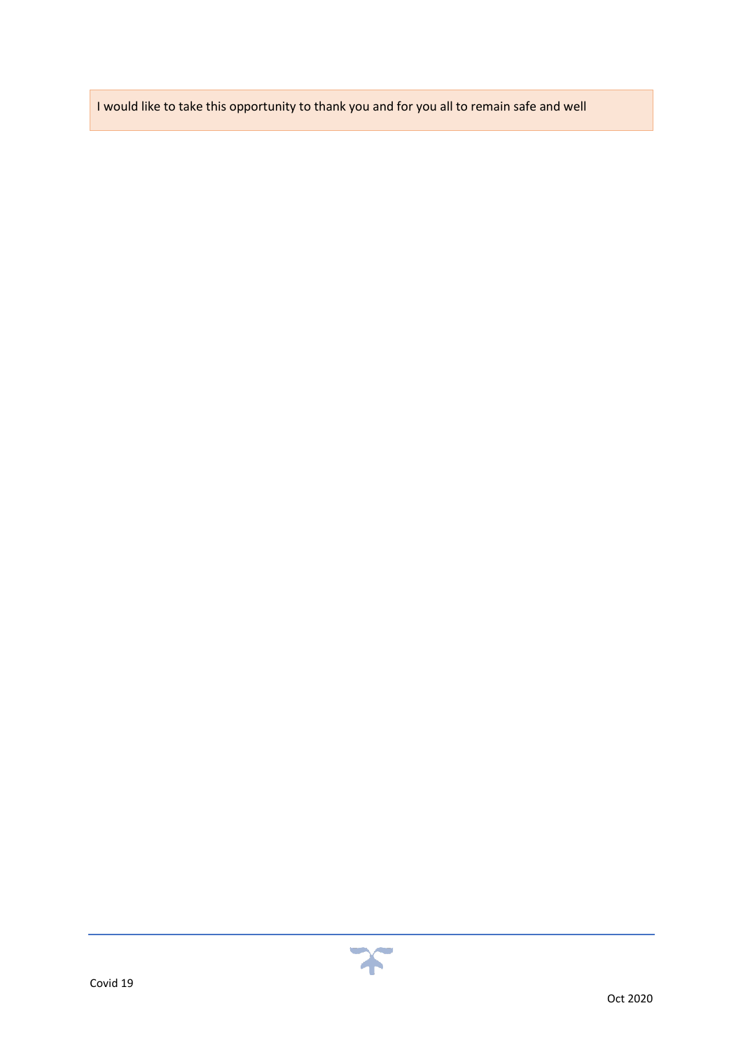I would like to take this opportunity to thank you and for you all to remain safe and well